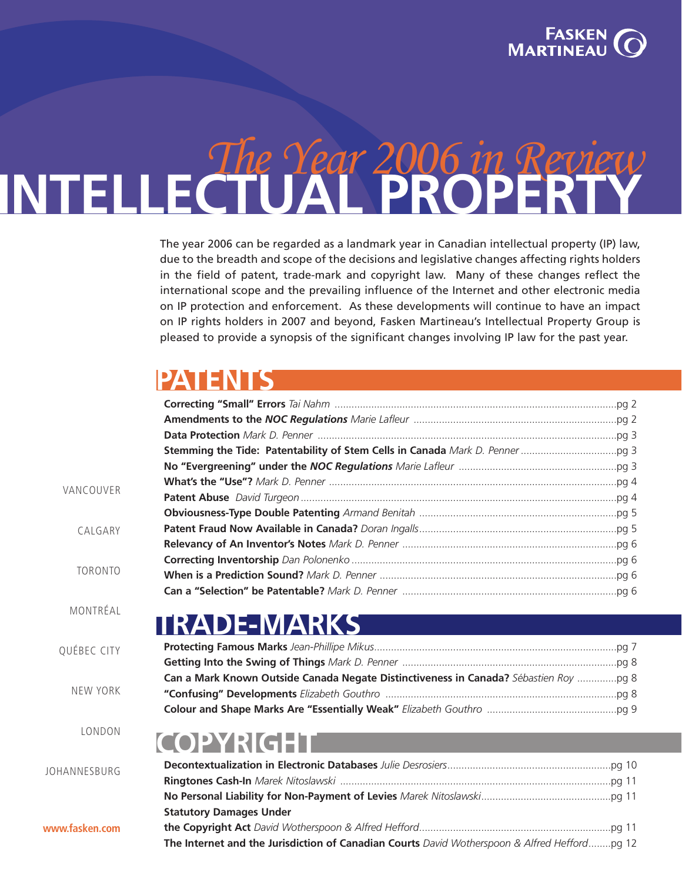FASKEN MARTINEAU

*The Year 2006 in Review*

# INTELLECTUAL PROPERTY

The year 2006 can be regarded as a landmark year in Canadian intellectual property (IP) law, due to the breadth and scope of the decisions and legislative changes affecting rights holders in the field of patent, trade-mark and copyright law. Many of these changes reflect the international scope and the prevailing influence of the Internet and other electronic media on IP protection and enforcement. As these developments will continue to have an impact on IP rights holders in 2007 and beyond, Fasken Martineau's Intellectual Property Group is pleased to provide a synopsis of the significant changes involving IP law for the past year.

## PATENTS

- **Correcting "Small" Errors** *Tai Nahm* ... pg 2
- **Amendments to the *NOC Regulations*** *Marie Lafleur* ... pg 2
- **Data Protection** *Mark D. Penner* ... pg 3
- **Stemming the Tide: Patentability of Stem Cells in Canada** *Mark D. Penner* ... pg 3
- **No "Evergreening" under the *NOC Regulations*** *Marie Lafleur* ... pg 3
- **What's the "Use"?** *Mark D. Penner* ... pg 4
- **Patent Abuse** *David Turgeon* ... pg 4
- **Obviousness-Type Double Patenting** *Armand Benitah* ... pg 5
- **Patent Fraud Now Available in Canada?** *Doran Ingalls* ... pg 5
- **Relevancy of An Inventor's Notes** *Mark D. Penner* ... pg 6
- **Correcting Inventorship** *Dan Polonenko* ... pg 6
- **When is a Prediction Sound?** *Mark D. Penner* ... pg 6
- **Can a "Selection" be Patentable?** *Mark D. Penner* ... pg 6

## TRADE-MARKS

- **Protecting Famous Marks** *Jean-Phillipe Mikus* ... pg 7
- **Getting Into the Swing of Things** *Mark D. Penner* ... pg 8
- **Can a Mark Known Outside Canada Negate Distinctiveness in Canada?** *Sébastien Roy* ... pg 8
- **"Confusing" Developments** *Elizabeth Gouthro* ... pg 8
- **Colour and Shape Marks Are "Essentially Weak"** *Elizabeth Gouthro* ... pg 9

## COPYRIGHT

- **Decontextualization in Electronic Databases** *Julie Desrosiers* ... pg 10
- **Ringtones Cash-In** *Marek Nitoslawski* ... pg 11
- **No Personal Liability for Non-Payment of Levies** *Marek Nitoslawski* ... pg 11
- **Statutory Damages Under the Copyright Act** *David Wotherspoon & Alfred Hefford* ... pg 11
- **The Internet and the Jurisdiction of Canadian Courts** *David Wotherspoon & Alfred Hefford* ... pg 12

VANCOUVER

CALGARY

TORONTO

MONTRÉAL

QUÉBEC CITY

NEW YORK

LONDON

JOHANNESBURG

www.fasken.com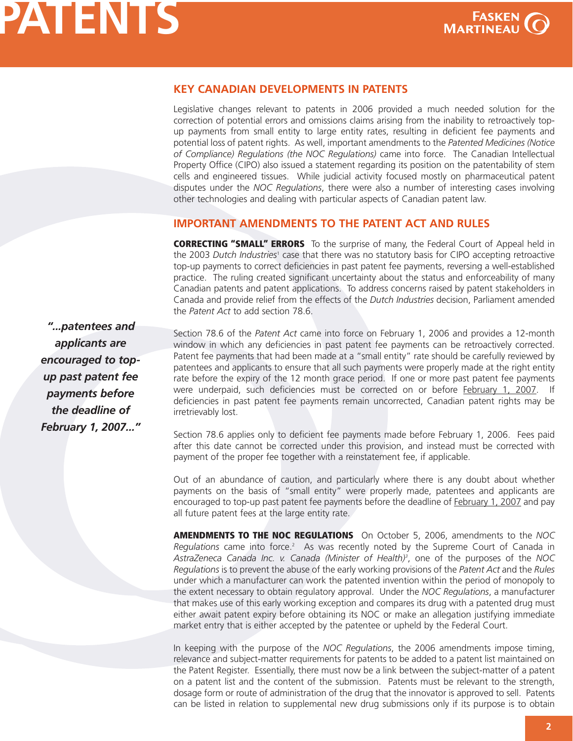## KEY CANADIAN DEVELOPMENTS IN PATENTS

Legislative changes relevant to patents in 2006 provided a much needed solution for the correction of potential errors and omissions claims arising from the inability to retroactively top-up payments from small entity to large entity rates, resulting in deficient fee payments and potential loss of patent rights. As well, important amendments to the *Patented Medicines (Notice of Compliance) Regulations (the NOC Regulations)* came into force. The Canadian Intellectual Property Office (CIPO) also issued a statement regarding its position on the patentability of stem cells and engineered tissues. While judicial activity focused mostly on pharmaceutical patent disputes under the *NOC Regulations*, there were also a number of interesting cases involving other technologies and dealing with particular aspects of Canadian patent law.

## IMPORTANT AMENDMENTS TO THE PATENT ACT AND RULES

**CORRECTING "SMALL" ERRORS** To the surprise of many, the Federal Court of Appeal held in the 2003 *Dutch Industries*[1] case that there was no statutory basis for CIPO accepting retroactive top-up payments to correct deficiencies in past patent fee payments, reversing a well-established practice. The ruling created significant uncertainty about the status and enforceability of many Canadian patents and patent applications. To address concerns raised by patent stakeholders in Canada and provide relief from the effects of the *Dutch Industries* decision, Parliament amended the *Patent Act* to add section 78.6.

> ***"...patentees and applicants are encouraged to top-up past patent fee payments before the deadline of February 1, 2007..."***

Section 78.6 of the *Patent Act* came into force on February 1, 2006 and provides a 12-month window in which any deficiencies in past patent fee payments can be retroactively corrected. Patent fee payments that had been made at a "small entity" rate should be carefully reviewed by patentees and applicants to ensure that all such payments were properly made at the right entity rate before the expiry of the 12 month grace period. If one or more past patent fee payments were underpaid, such deficiencies must be corrected on or before February 1, 2007. If deficiencies in past patent fee payments remain uncorrected, Canadian patent rights may be irretrievably lost.

Section 78.6 applies only to deficient fee payments made before February 1, 2006. Fees paid after this date cannot be corrected under this provision, and instead must be corrected with payment of the proper fee together with a reinstatement fee, if applicable.

Out of an abundance of caution, and particularly where there is any doubt about whether payments on the basis of "small entity" were properly made, patentees and applicants are encouraged to top-up past patent fee payments before the deadline of February 1, 2007 and pay all future patent fees at the large entity rate.

**AMENDMENTS TO THE NOC REGULATIONS** On October 5, 2006, amendments to the *NOC Regulations* came into force.[2] As was recently noted by the Supreme Court of Canada in *AstraZeneca Canada Inc. v. Canada (Minister of Health)*[3], one of the purposes of the *NOC Regulations* is to prevent the abuse of the early working provisions of the *Patent Act* and the *Rules* under which a manufacturer can work the patented invention within the period of monopoly to the extent necessary to obtain regulatory approval. Under the *NOC Regulations*, a manufacturer that makes use of this early working exception and compares its drug with a patented drug must either await patent expiry before obtaining its NOC or make an allegation justifying immediate market entry that is either accepted by the patentee or upheld by the Federal Court.

In keeping with the purpose of the *NOC Regulations*, the 2006 amendments impose timing, relevance and subject-matter requirements for patents to be added to a patent list maintained on the Patent Register. Essentially, there must now be a link between the subject-matter of a patent on a patent list and the content of the submission. Patents must be relevant to the strength, dosage form or route of administration of the drug that the innovator is approved to sell. Patents can be listed in relation to supplemental new drug submissions only if its purpose is to obtain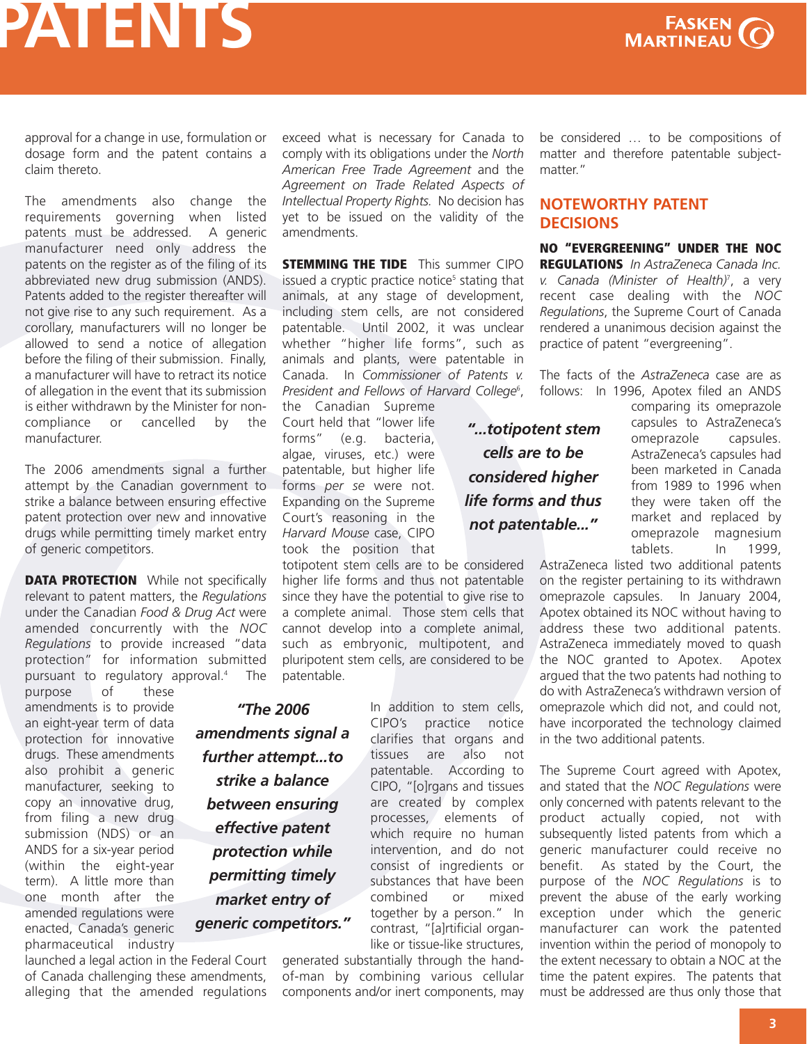approval for a change in use, formulation or dosage form and the patent contains a claim thereto.

The amendments also change the requirements governing when listed patents must be addressed. A generic manufacturer need only address the patents on the register as of the filing of its abbreviated new drug submission (ANDS). Patents added to the register thereafter will not give rise to any such requirement. As a corollary, manufacturers will no longer be allowed to send a notice of allegation before the filing of their submission. Finally, a manufacturer will have to retract its notice of allegation in the event that its submission is either withdrawn by the Minister for non-compliance or cancelled by the manufacturer.

The 2006 amendments signal a further attempt by the Canadian government to strike a balance between ensuring effective patent protection over new and innovative drugs while permitting timely market entry of generic competitors.

**DATA PROTECTION** While not specifically relevant to patent matters, the *Regulations* under the Canadian *Food & Drug Act* were amended concurrently with the *NOC Regulations* to provide increased "data protection" for information submitted pursuant to regulatory approval.[4] The purpose of these amendments is to provide an eight-year term of data protection for innovative drugs. These amendments also prohibit a generic manufacturer, seeking to copy an innovative drug, from filing a new drug submission (NDS) or an ANDS for a six-year period (within the eight-year term). A little more than one month after the amended regulations were enacted, Canada's generic pharmaceutical industry launched a legal action in the Federal Court of Canada challenging these amendments, alleging that the amended regulations exceed what is necessary for Canada to comply with its obligations under the *North American Free Trade Agreement* and the *Agreement on Trade Related Aspects of Intellectual Property Rights.* No decision has yet to be issued on the validity of the amendments.

> ***"The 2006 amendments signal a further attempt...to strike a balance between ensuring effective patent protection while permitting timely market entry of generic competitors."***

**STEMMING THE TIDE** This summer CIPO issued a cryptic practice notice[5] stating that animals, at any stage of development, including stem cells, are not considered patentable. Until 2002, it was unclear whether "higher life forms", such as animals and plants, were patentable in Canada. In *Commissioner of Patents v. President and Fellows of Harvard College*[6], the Canadian Supreme Court held that "lower life forms" (e.g. bacteria, algae, viruses, etc.) were patentable, but higher life forms *per se* were not. Expanding on the Supreme Court's reasoning in the *Harvard Mouse* case, CIPO took the position that totipotent stem cells are to be considered higher life forms and thus not patentable since they have the potential to give rise to a complete animal. Those stem cells that cannot develop into a complete animal, such as embryonic, multipotent, and pluripotent stem cells, are considered to be patentable.

> ***"...totipotent stem cells are to be considered higher life forms and thus not patentable..."***

In addition to stem cells, CIPO's practice notice clarifies that organs and tissues are also not patentable. According to CIPO, "[o]rgans and tissues are created by complex processes, elements of which require no human intervention, and do not consist of ingredients or substances that have been combined or mixed together by a person." In contrast, "[a]rtificial organ-like or tissue-like structures, generated substantially through the hand-of-man by combining various cellular components and/or inert components, may be considered … to be compositions of matter and therefore patentable subject-matter."

## NOTEWORTHY PATENT DECISIONS

**NO "EVERGREENING" UNDER THE NOC REGULATIONS** *In AstraZeneca Canada Inc. v. Canada (Minister of Health)*[7], a very recent case dealing with the *NOC Regulations*, the Supreme Court of Canada rendered a unanimous decision against the practice of patent "evergreening".

The facts of the *AstraZeneca* case are as follows: In 1996, Apotex filed an ANDS comparing its omeprazole capsules to AstraZeneca's omeprazole capsules. AstraZeneca's capsules had been marketed in Canada from 1989 to 1996 when they were taken off the market and replaced by omeprazole magnesium tablets. In 1999, AstraZeneca listed two additional patents on the register pertaining to its withdrawn omeprazole capsules. In January 2004, Apotex obtained its NOC without having to address these two additional patents. AstraZeneca immediately moved to quash the NOC granted to Apotex. Apotex argued that the two patents had nothing to do with AstraZeneca's withdrawn version of omeprazole which did not, and could not, have incorporated the technology claimed in the two additional patents.

The Supreme Court agreed with Apotex, and stated that the *NOC Regulations* were only concerned with patents relevant to the product actually copied, not with subsequently listed patents from which a generic manufacturer could receive no benefit. As stated by the Court, the purpose of the *NOC Regulations* is to prevent the abuse of the early working exception under which the generic manufacturer can work the patented invention within the period of monopoly to the extent necessary to obtain a NOC at the time the patent expires. The patents that must be addressed are thus only those that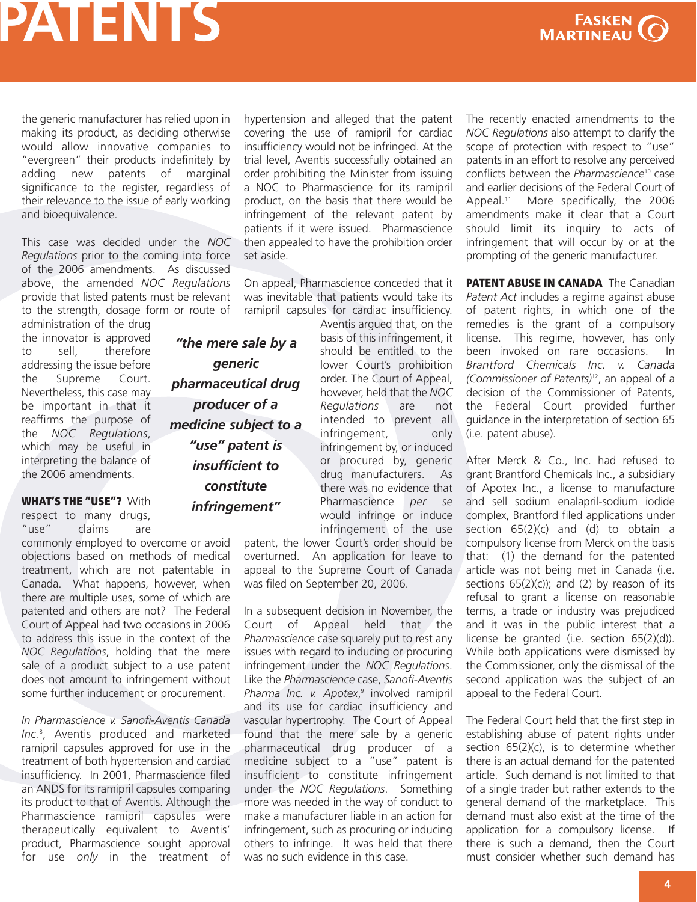the generic manufacturer has relied upon in making its product, as deciding otherwise would allow innovative companies to "evergreen" their products indefinitely by adding new patents of marginal significance to the register, regardless of their relevance to the issue of early working and bioequivalence.

This case was decided under the *NOC Regulations* prior to the coming into force of the 2006 amendments. As discussed above, the amended *NOC Regulations* provide that listed patents must be relevant to the strength, dosage form or route of administration of the drug the innovator is approved to sell, therefore addressing the issue before the Supreme Court. Nevertheless, this case may be important in that it reaffirms the purpose of the *NOC Regulations*, which may be useful in interpreting the balance of the 2006 amendments.

**WHAT'S THE "USE"?** With respect to many drugs, "use" claims are commonly employed to overcome or avoid objections based on methods of medical treatment, which are not patentable in Canada. What happens, however, when there are multiple uses, some of which are patented and others are not? The Federal Court of Appeal had two occasions in 2006 to address this issue in the context of the *NOC Regulations*, holding that the mere sale of a product subject to a use patent does not amount to infringement without some further inducement or procurement.

*In Pharmascience v. Sanofi-Aventis Canada Inc.*[8], Aventis produced and marketed ramipril capsules approved for use in the treatment of both hypertension and cardiac insufficiency. In 2001, Pharmascience filed an ANDS for its ramipril capsules comparing its product to that of Aventis. Although the Pharmascience ramipril capsules were therapeutically equivalent to Aventis' product, Pharmascience sought approval for use *only* in the treatment of hypertension and alleged that the patent covering the use of ramipril for cardiac insufficiency would not be infringed. At the trial level, Aventis successfully obtained an order prohibiting the Minister from issuing a NOC to Pharmascience for its ramipril product, on the basis that there would be infringement of the relevant patent by patients if it were issued. Pharmascience then appealed to have the prohibition order set aside.

On appeal, Pharmascience conceded that it was inevitable that patients would take its ramipril capsules for cardiac insufficiency. Aventis argued that, on the basis of this infringement, it should be entitled to the lower Court's prohibition order. The Court of Appeal, however, held that the *NOC Regulations* are not intended to prevent all infringement, only infringement by, or induced or procured by, generic drug manufacturers. As there was no evidence that Pharmascience *per se* would infringe or induce infringement of the use patent, the lower Court's order should be overturned. An application for leave to appeal to the Supreme Court of Canada was filed on September 20, 2006.

> ***"the mere sale by a generic pharmaceutical drug producer of a medicine subject to a "use" patent is insufficient to constitute infringement"***

In a subsequent decision in November, the Court of Appeal held that the *Pharmascience* case squarely put to rest any issues with regard to inducing or procuring infringement under the *NOC Regulations*. Like the *Pharmascience* case, *Sanofi-Aventis Pharma Inc. v. Apotex*,[9] involved ramipril and its use for cardiac insufficiency and vascular hypertrophy. The Court of Appeal found that the mere sale by a generic pharmaceutical drug producer of a medicine subject to a "use" patent is insufficient to constitute infringement under the *NOC Regulations*. Something more was needed in the way of conduct to make a manufacturer liable in an action for infringement, such as procuring or inducing others to infringe. It was held that there was no such evidence in this case.

The recently enacted amendments to the *NOC Regulations* also attempt to clarify the scope of protection with respect to "use" patents in an effort to resolve any perceived conflicts between the *Pharmascience*[10] case and earlier decisions of the Federal Court of Appeal.[11] More specifically, the 2006 amendments make it clear that a Court should limit its inquiry to acts of infringement that will occur by or at the prompting of the generic manufacturer.

**PATENT ABUSE IN CANADA** The Canadian *Patent Act* includes a regime against abuse of patent rights, in which one of the remedies is the grant of a compulsory license. This regime, however, has only been invoked on rare occasions. In *Brantford Chemicals Inc. v. Canada (Commissioner of Patents)*[12], an appeal of a decision of the Commissioner of Patents, the Federal Court provided further guidance in the interpretation of section 65 (i.e. patent abuse).

After Merck & Co., Inc. had refused to grant Brantford Chemicals Inc., a subsidiary of Apotex Inc., a license to manufacture and sell sodium enalapril-sodium iodide complex, Brantford filed applications under section 65(2)(c) and (d) to obtain a compulsory license from Merck on the basis that: (1) the demand for the patented article was not being met in Canada (i.e. sections 65(2)(c)); and (2) by reason of its refusal to grant a license on reasonable terms, a trade or industry was prejudiced and it was in the public interest that a license be granted (i.e. section 65(2)(d)). While both applications were dismissed by the Commissioner, only the dismissal of the second application was the subject of an appeal to the Federal Court.

The Federal Court held that the first step in establishing abuse of patent rights under section 65(2)(c), is to determine whether there is an actual demand for the patented article. Such demand is not limited to that of a single trader but rather extends to the general demand of the marketplace. This demand must also exist at the time of the application for a compulsory license. If there is such a demand, then the Court must consider whether such demand has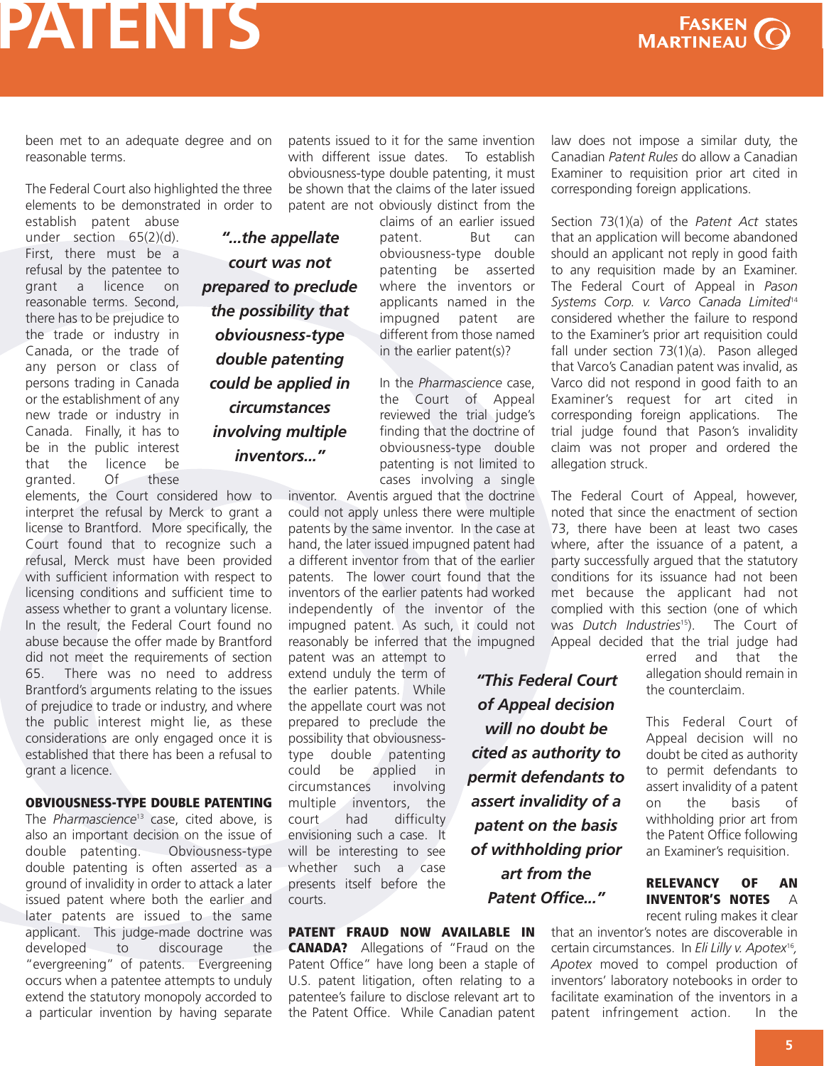been met to an adequate degree and on reasonable terms.

The Federal Court also highlighted the three elements to be demonstrated in order to establish patent abuse under section 65(2)(d). First, there must be a refusal by the patentee to grant a licence on reasonable terms. Second, there has to be prejudice to the trade or industry in Canada, or the trade of any person or class of persons trading in Canada or the establishment of any new trade or industry in Canada. Finally, it has to be in the public interest that the licence be granted. Of these elements, the Court considered how to interpret the refusal by Merck to grant a license to Brantford. More specifically, the Court found that to recognize such a refusal, Merck must have been provided with sufficient information with respect to licensing conditions and sufficient time to assess whether to grant a voluntary license. In the result, the Federal Court found no abuse because the offer made by Brantford did not meet the requirements of section 65. There was no need to address Brantford's arguments relating to the issues of prejudice to trade or industry, and where the public interest might lie, as these considerations are only engaged once it is established that there has been a refusal to grant a licence.

**OBVIOUSNESS-TYPE DOUBLE PATENTING**

The *Pharmascience*[13] case, cited above, is also an important decision on the issue of double patenting. Obviousness-type double patenting is often asserted as a ground of invalidity in order to attack a later issued patent where both the earlier and later patents are issued to the same applicant. This judge-made doctrine was developed to discourage the "evergreening" of patents. Evergreening occurs when a patentee attempts to unduly extend the statutory monopoly accorded to a particular invention by having separate patents issued to it for the same invention with different issue dates. To establish obviousness-type double patenting, it must be shown that the claims of the later issued patent are not obviously distinct from the claims of an earlier issued patent. But can obviousness-type double patenting be asserted where the inventors or applicants named in the impugned patent are different from those named in the earlier patent(s)?

***"...the appellate court was not prepared to preclude the possibility that obviousness-type double patenting could be applied in circumstances involving multiple inventors..."***

In the *Pharmascience* case, the Court of Appeal reviewed the trial judge's finding that the doctrine of obviousness-type double patenting is not limited to cases involving a single inventor. Aventis argued that the doctrine could not apply unless there were multiple patents by the same inventor. In the case at hand, the later issued impugned patent had a different inventor from that of the earlier patents. The lower court found that the inventors of the earlier patents had worked independently of the inventor of the impugned patent. As such, it could not reasonably be inferred that the impugned patent was an attempt to extend unduly the term of the earlier patents. While the appellate court was not prepared to preclude the possibility that obviousness-type double patenting could be applied in circumstances involving multiple inventors, the court had difficulty envisioning such a case. It will be interesting to see whether such a case presents itself before the courts.

**PATENT FRAUD NOW AVAILABLE IN CANADA?**

Allegations of "Fraud on the Patent Office" have long been a staple of U.S. patent litigation, often relating to a patentee's failure to disclose relevant art to the Patent Office. While Canadian patent law does not impose a similar duty, the Canadian *Patent Rules* do allow a Canadian Examiner to requisition prior art cited in corresponding foreign applications.

Section 73(1)(a) of the *Patent Act* states that an application will become abandoned should an applicant not reply in good faith to any requisition made by an Examiner. The Federal Court of Appeal in *Pason Systems Corp. v. Varco Canada Limited*[14] considered whether the failure to respond to the Examiner's prior art requisition could fall under section 73(1)(a). Pason alleged that Varco's Canadian patent was invalid, as Varco did not respond in good faith to an Examiner's request for art cited in corresponding foreign applications. The trial judge found that Pason's invalidity claim was not proper and ordered the allegation struck.

The Federal Court of Appeal, however, noted that since the enactment of section 73, there have been at least two cases where, after the issuance of a patent, a party successfully argued that the statutory conditions for its issuance had not been met because the applicant had not complied with this section (one of which was *Dutch Industries*[15]). The Court of Appeal decided that the trial judge had erred and that the allegation should remain in the counterclaim.

***"This Federal Court of Appeal decision will no doubt be cited as authority to permit defendants to assert invalidity of a patent on the basis of withholding prior art from the Patent Office..."***

This Federal Court of Appeal decision will no doubt be cited as authority to permit defendants to assert invalidity of a patent on the basis of withholding prior art from the Patent Office following an Examiner's requisition.

**RELEVANCY OF AN INVENTOR'S NOTES**

A recent ruling makes it clear that an inventor's notes are discoverable in certain circumstances. In *Eli Lilly v. Apotex*[16], Apotex moved to compel production of inventors' laboratory notebooks in order to facilitate examination of the inventors in a patent infringement action. In the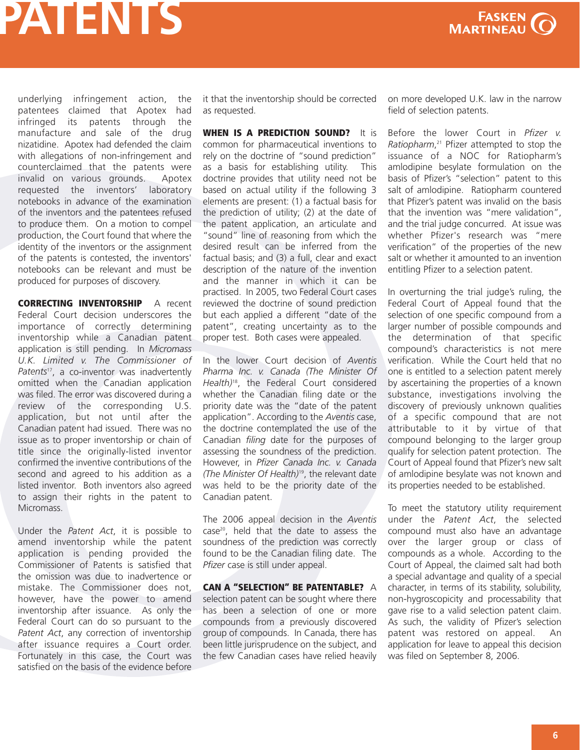underlying infringement action, the patentees claimed that Apotex had infringed its patents through the manufacture and sale of the drug nizatidine. Apotex had defended the claim with allegations of non-infringement and counterclaimed that the patents were invalid on various grounds. Apotex requested the inventors' laboratory notebooks in advance of the examination of the inventors and the patentees refused to produce them. On a motion to compel production, the Court found that where the identity of the inventors or the assignment of the patents is contested, the inventors' notebooks can be relevant and must be produced for purposes of discovery.

**CORRECTING INVENTORSHIP** A recent Federal Court decision underscores the importance of correctly determining inventorship while a Canadian patent application is still pending. In *Micromass U.K. Limited v. The Commissioner of Patents*[17], a co-inventor was inadvertently omitted when the Canadian application was filed. The error was discovered during a review of the corresponding U.S. application, but not until after the Canadian patent had issued. There was no issue as to proper inventorship or chain of title since the originally-listed inventor confirmed the inventive contributions of the second and agreed to his addition as a listed inventor. Both inventors also agreed to assign their rights in the patent to Micromass.

Under the *Patent Act*, it is possible to amend inventorship while the patent application is pending provided the Commissioner of Patents is satisfied that the omission was due to inadvertence or mistake. The Commissioner does not, however, have the power to amend inventorship after issuance. As only the Federal Court can do so pursuant to the *Patent Act*, any correction of inventorship after issuance requires a Court order. Fortunately in this case, the Court was satisfied on the basis of the evidence before it that the inventorship should be corrected as requested.

**WHEN IS A PREDICTION SOUND?** It is common for pharmaceutical inventions to rely on the doctrine of "sound prediction" as a basis for establishing utility. This doctrine provides that utility need not be based on actual utility if the following 3 elements are present: (1) a factual basis for the prediction of utility; (2) at the date of the patent application, an articulate and "sound" line of reasoning from which the desired result can be inferred from the factual basis; and (3) a full, clear and exact description of the nature of the invention and the manner in which it can be practised. In 2005, two Federal Court cases reviewed the doctrine of sound prediction but each applied a different "date of the patent", creating uncertainty as to the proper test. Both cases were appealed.

In the lower Court decision of *Aventis Pharma Inc. v. Canada (The Minister Of Health)*[18], the Federal Court considered whether the Canadian filing date or the priority date was the "date of the patent application". According to the *Aventis* case, the doctrine contemplated the use of the Canadian *filing* date for the purposes of assessing the soundness of the prediction. However, in *Pfizer Canada Inc. v. Canada (The Minister Of Health)*[19], the relevant date was held to be the priority date of the Canadian patent.

The 2006 appeal decision in the *Aventis* case[20], held that the date to assess the soundness of the prediction was correctly found to be the Canadian filing date. The *Pfizer* case is still under appeal.

**CAN A "SELECTION" BE PATENTABLE?** A selection patent can be sought where there has been a selection of one or more compounds from a previously discovered group of compounds. In Canada, there has been little jurisprudence on the subject, and the few Canadian cases have relied heavily on more developed U.K. law in the narrow field of selection patents.

Before the lower Court in *Pfizer v. Ratiopharm*,[21] Pfizer attempted to stop the issuance of a NOC for Ratiopharm's amlodipine besylate formulation on the basis of Pfizer's "selection" patent to this salt of amlodipine. Ratiopharm countered that Pfizer's patent was invalid on the basis that the invention was "mere validation", and the trial judge concurred. At issue was whether Pfizer's research was "mere verification" of the properties of the new salt or whether it amounted to an invention entitling Pfizer to a selection patent.

In overturning the trial judge's ruling, the Federal Court of Appeal found that the selection of one specific compound from a larger number of possible compounds and the determination of that specific compound's characteristics is not mere verification. While the Court held that no one is entitled to a selection patent merely by ascertaining the properties of a known substance, investigations involving the discovery of previously unknown qualities of a specific compound that are not attributable to it by virtue of that compound belonging to the larger group qualify for selection patent protection. The Court of Appeal found that Pfizer's new salt of amlodipine besylate was not known and its properties needed to be established.

To meet the statutory utility requirement under the *Patent Act*, the selected compound must also have an advantage over the larger group or class of compounds as a whole. According to the Court of Appeal, the claimed salt had both a special advantage and quality of a special character, in terms of its stability, solubility, non-hygroscopicity and processability that gave rise to a valid selection patent claim. As such, the validity of Pfizer's selection patent was restored on appeal. An application for leave to appeal this decision was filed on September 8, 2006.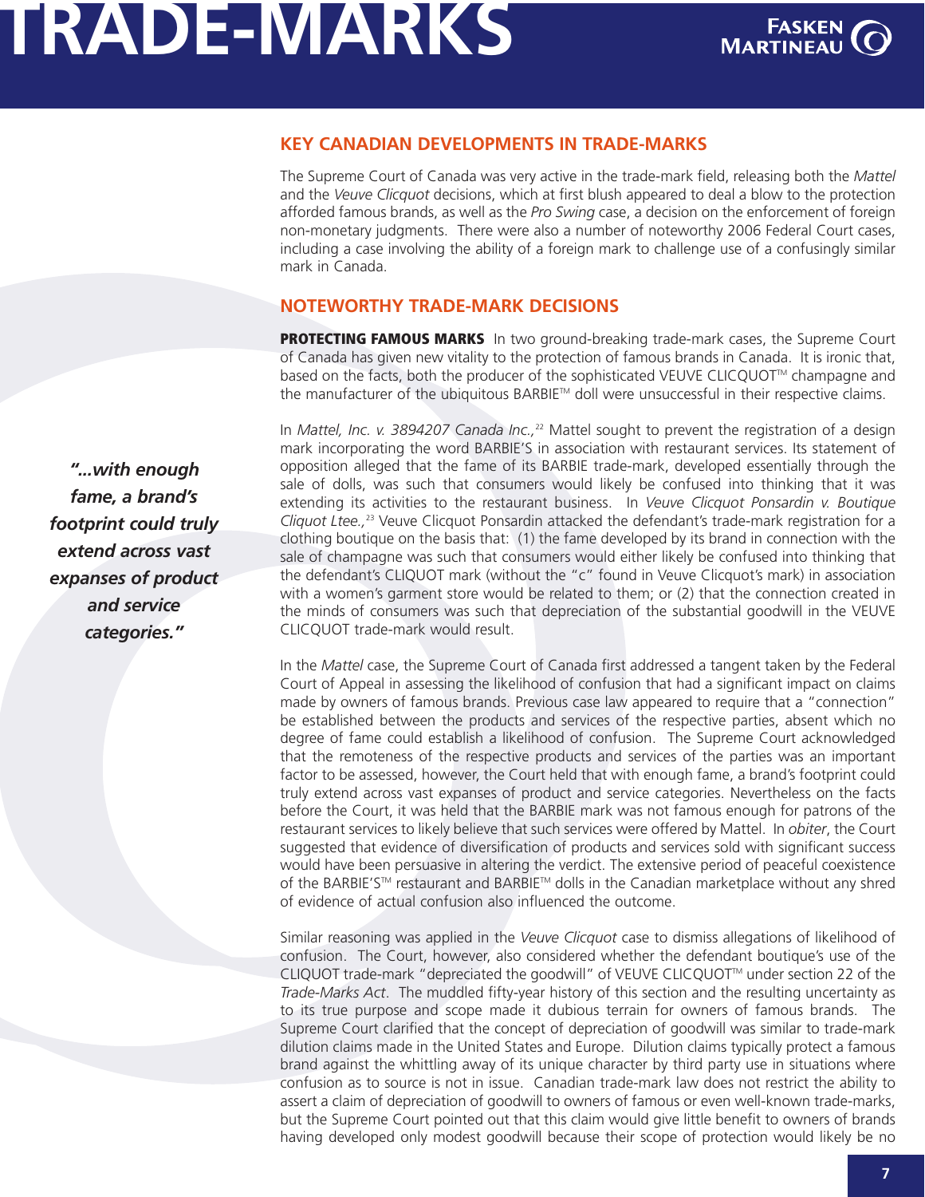## KEY CANADIAN DEVELOPMENTS IN TRADE-MARKS

The Supreme Court of Canada was very active in the trade-mark field, releasing both the *Mattel* and the *Veuve Clicquot* decisions, which at first blush appeared to deal a blow to the protection afforded famous brands, as well as the *Pro Swing* case, a decision on the enforcement of foreign non-monetary judgments. There were also a number of noteworthy 2006 Federal Court cases, including a case involving the ability of a foreign mark to challenge use of a confusingly similar mark in Canada.

## NOTEWORTHY TRADE-MARK DECISIONS

**PROTECTING FAMOUS MARKS** In two ground-breaking trade-mark cases, the Supreme Court of Canada has given new vitality to the protection of famous brands in Canada. It is ironic that, based on the facts, both the producer of the sophisticated VEUVE CLICQUOT™ champagne and the manufacturer of the ubiquitous BARBIE™ doll were unsuccessful in their respective claims.

*"...with enough fame, a brand's footprint could truly extend across vast expanses of product and service categories."*

In *Mattel, Inc. v. 3894207 Canada Inc.,*[22] Mattel sought to prevent the registration of a design mark incorporating the word BARBIE'S in association with restaurant services. Its statement of opposition alleged that the fame of its BARBIE trade-mark, developed essentially through the sale of dolls, was such that consumers would likely be confused into thinking that it was extending its activities to the restaurant business. In *Veuve Clicquot Ponsardin v. Boutique Cliquot Ltee.,*[23] Veuve Clicquot Ponsardin attacked the defendant's trade-mark registration for a clothing boutique on the basis that: (1) the fame developed by its brand in connection with the sale of champagne was such that consumers would either likely be confused into thinking that the defendant's CLIQUOT mark (without the "c" found in Veuve Clicquot's mark) in association with a women's garment store would be related to them; or (2) that the connection created in the minds of consumers was such that depreciation of the substantial goodwill in the VEUVE CLICQUOT trade-mark would result.

In the *Mattel* case, the Supreme Court of Canada first addressed a tangent taken by the Federal Court of Appeal in assessing the likelihood of confusion that had a significant impact on claims made by owners of famous brands. Previous case law appeared to require that a "connection" be established between the products and services of the respective parties, absent which no degree of fame could establish a likelihood of confusion. The Supreme Court acknowledged that the remoteness of the respective products and services of the parties was an important factor to be assessed, however, the Court held that with enough fame, a brand's footprint could truly extend across vast expanses of product and service categories. Nevertheless on the facts before the Court, it was held that the BARBIE mark was not famous enough for patrons of the restaurant services to likely believe that such services were offered by Mattel. In *obiter*, the Court suggested that evidence of diversification of products and services sold with significant success would have been persuasive in altering the verdict. The extensive period of peaceful coexistence of the BARBIE'S™ restaurant and BARBIE™ dolls in the Canadian marketplace without any shred of evidence of actual confusion also influenced the outcome.

Similar reasoning was applied in the *Veuve Clicquot* case to dismiss allegations of likelihood of confusion. The Court, however, also considered whether the defendant boutique's use of the CLIQUOT trade-mark "depreciated the goodwill" of VEUVE CLICQUOT™ under section 22 of the *Trade-Marks Act*. The muddled fifty-year history of this section and the resulting uncertainty as to its true purpose and scope made it dubious terrain for owners of famous brands. The Supreme Court clarified that the concept of depreciation of goodwill was similar to trade-mark dilution claims made in the United States and Europe. Dilution claims typically protect a famous brand against the whittling away of its unique character by third party use in situations where confusion as to source is not in issue. Canadian trade-mark law does not restrict the ability to assert a claim of depreciation of goodwill to owners of famous or even well-known trade-marks, but the Supreme Court pointed out that this claim would give little benefit to owners of brands having developed only modest goodwill because their scope of protection would likely be no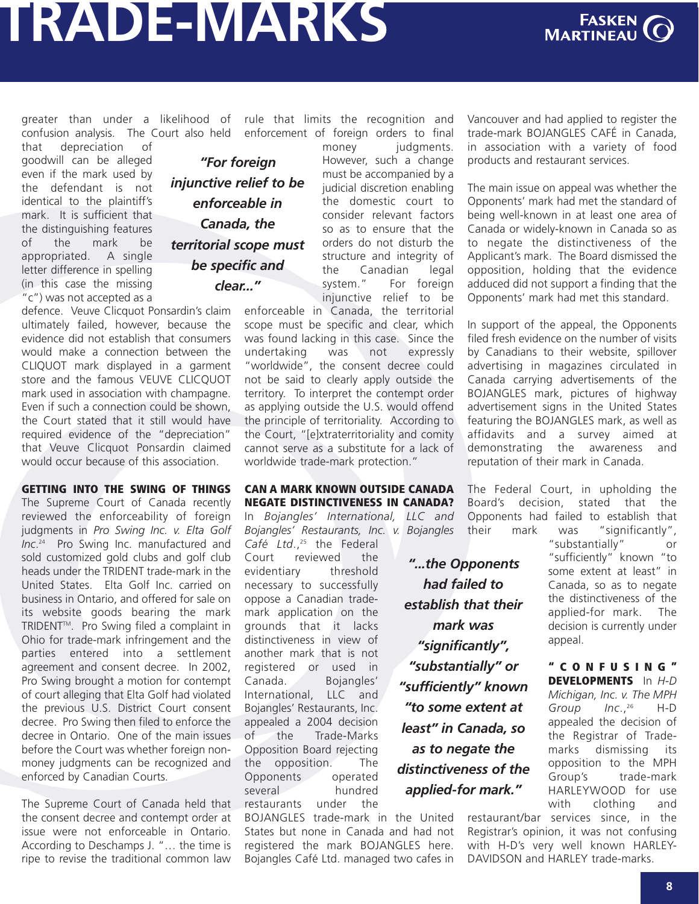greater than under a likelihood of confusion analysis. The Court also held that depreciation of goodwill can be alleged even if the mark used by the defendant is not identical to the plaintiff's mark. It is sufficient that the distinguishing features of the mark be appropriated. A single letter difference in spelling (in this case the missing "c") was not accepted as a defence. Veuve Clicquot Ponsardin's claim ultimately failed, however, because the evidence did not establish that consumers would make a connection between the CLIQUOT mark displayed in a garment store and the famous VEUVE CLICQUOT mark used in association with champagne. Even if such a connection could be shown, the Court stated that it still would have required evidence of the "depreciation" that Veuve Clicquot Ponsardin claimed would occur because of this association.

> ***"For foreign injunctive relief to be enforceable in Canada, the territorial scope must be specific and clear..."***

**GETTING INTO THE SWING OF THINGS** The Supreme Court of Canada recently reviewed the enforceability of foreign judgments in *Pro Swing Inc. v. Elta Golf Inc.*[24] Pro Swing Inc. manufactured and sold customized gold clubs and golf club heads under the TRIDENT trade-mark in the United States. Elta Golf Inc. carried on business in Ontario, and offered for sale on its website goods bearing the mark TRIDENT™. Pro Swing filed a complaint in Ohio for trade-mark infringement and the parties entered into a settlement agreement and consent decree. In 2002, Pro Swing brought a motion for contempt of court alleging that Elta Golf had violated the previous U.S. District Court consent decree. Pro Swing then filed to enforce the decree in Ontario. One of the main issues before the Court was whether foreign non-money judgments can be recognized and enforced by Canadian Courts.

The Supreme Court of Canada held that the consent decree and contempt order at issue were not enforceable in Ontario. According to Deschamps J. "… the time is ripe to revise the traditional common law rule that limits the recognition and enforcement of foreign orders to final money judgments. However, such a change must be accompanied by a judicial discretion enabling the domestic court to consider relevant factors so as to ensure that the orders do not disturb the structure and integrity of the Canadian legal system." For foreign injunctive relief to be enforceable in Canada, the territorial scope must be specific and clear, which was found lacking in this case. Since the undertaking was not expressly "worldwide", the consent decree could not be said to clearly apply outside the territory. To interpret the contempt order as applying outside the U.S. would offend the principle of territoriality. According to the Court, "[e]xtraterritoriality and comity cannot serve as a substitute for a lack of worldwide trade-mark protection."

**CAN A MARK KNOWN OUTSIDE CANADA NEGATE DISTINCTIVENESS IN CANADA?** In *Bojangles' International, LLC and Bojangles' Restaurants, Inc. v. Bojangles Café Ltd.*,[25] the Federal Court reviewed the evidentiary threshold necessary to successfully oppose a Canadian trade-mark application on the grounds that it lacks distinctiveness in view of another mark that is not registered or used in Canada. Bojangles' International, LLC and Bojangles' Restaurants, Inc. appealed a 2004 decision of the Trade-Marks Opposition Board rejecting the opposition. The Opponents operated several hundred restaurants under the BOJANGLES trade-mark in the United States but none in Canada and had not registered the mark BOJANGLES here. Bojangles Café Ltd. managed two cafes in Vancouver and had applied to register the trade-mark BOJANGLES CAFÉ in Canada, in association with a variety of food products and restaurant services.

The main issue on appeal was whether the Opponents' mark had met the standard of being well-known in at least one area of Canada or widely-known in Canada so as to negate the distinctiveness of the Applicant's mark. The Board dismissed the opposition, holding that the evidence adduced did not support a finding that the Opponents' mark had met this standard.

In support of the appeal, the Opponents filed fresh evidence on the number of visits by Canadians to their website, spillover advertising in magazines circulated in Canada carrying advertisements of the BOJANGLES mark, pictures of highway advertisement signs in the United States featuring the BOJANGLES mark, as well as affidavits and a survey aimed at demonstrating the awareness and reputation of their mark in Canada.

> ***"...the Opponents had failed to establish that their mark was "significantly", "substantially" or "sufficiently" known "to some extent at least" in Canada, so as to negate the distinctiveness of the applied-for mark."***

The Federal Court, in upholding the Board's decision, stated that the Opponents had failed to establish that their mark was "significantly", "substantially" or "sufficiently" known "to some extent at least" in Canada, so as to negate the distinctiveness of the applied-for mark. The decision is currently under appeal.

**"CONFUSING" DEVELOPMENTS** In *H-D Michigan, Inc. v. The MPH Group Inc.*,[26] H-D appealed the decision of the Registrar of Trade-marks dismissing its opposition to the MPH Group's trade-mark HARLEYWOOD for use with clothing and restaurant/bar services since, in the Registrar's opinion, it was not confusing with H-D's very well known HARLEY-DAVIDSON and HARLEY trade-marks.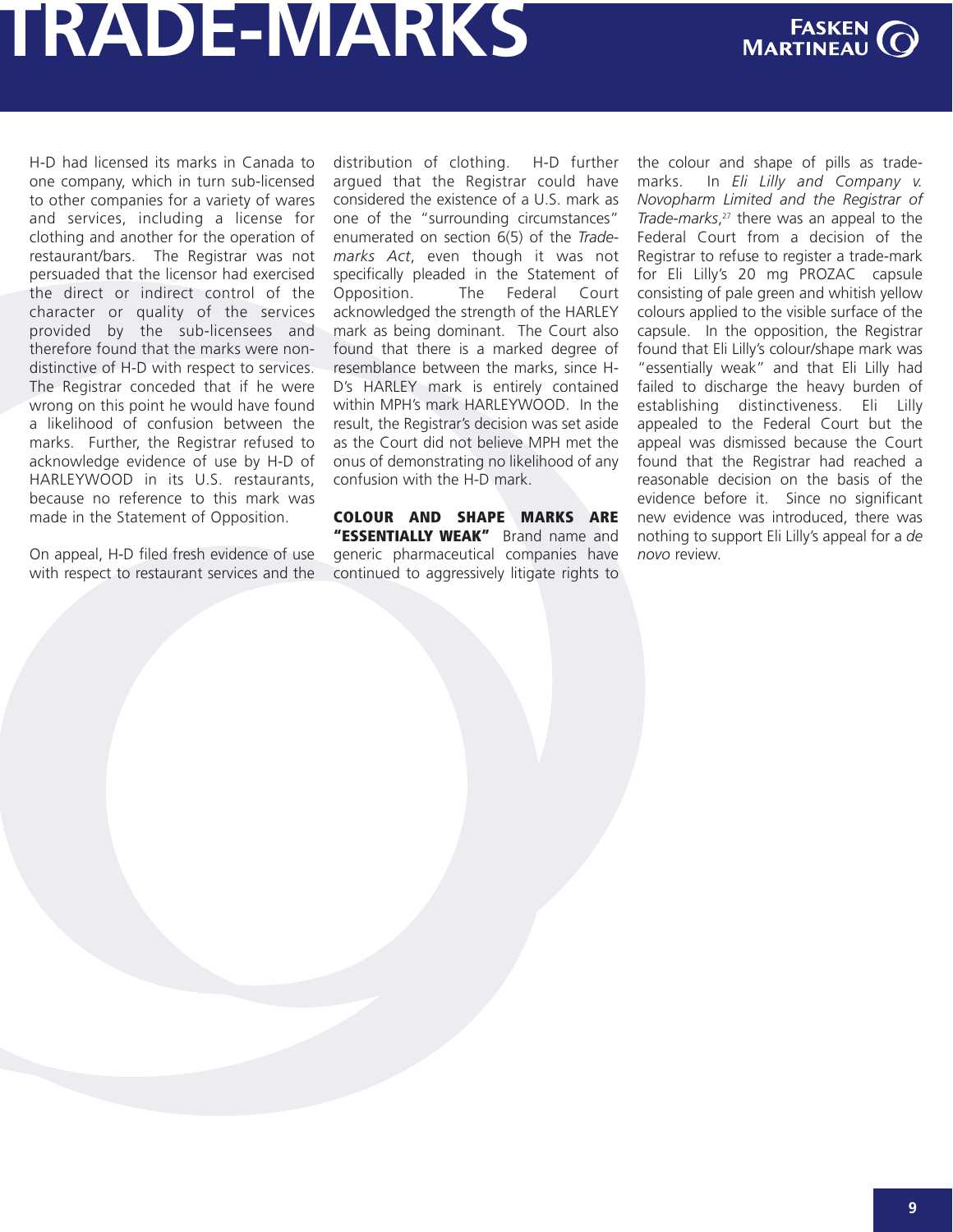H-D had licensed its marks in Canada to one company, which in turn sub-licensed to other companies for a variety of wares and services, including a license for clothing and another for the operation of restaurant/bars. The Registrar was not persuaded that the licensor had exercised the direct or indirect control of the character or quality of the services provided by the sub-licensees and therefore found that the marks were non-distinctive of H-D with respect to services. The Registrar conceded that if he were wrong on this point he would have found a likelihood of confusion between the marks. Further, the Registrar refused to acknowledge evidence of use by H-D of HARLEYWOOD in its U.S. restaurants, because no reference to this mark was made in the Statement of Opposition.

On appeal, H-D filed fresh evidence of use with respect to restaurant services and the distribution of clothing. H-D further argued that the Registrar could have considered the existence of a U.S. mark as one of the "surrounding circumstances" enumerated on section 6(5) of the *Trade-marks Act*, even though it was not specifically pleaded in the Statement of Opposition. The Federal Court acknowledged the strength of the HARLEY mark as being dominant. The Court also found that there is a marked degree of resemblance between the marks, since H-D's HARLEY mark is entirely contained within MPH's mark HARLEYWOOD. In the result, the Registrar's decision was set aside as the Court did not believe MPH met the onus of demonstrating no likelihood of any confusion with the H-D mark.

**COLOUR AND SHAPE MARKS ARE "ESSENTIALLY WEAK"** Brand name and generic pharmaceutical companies have continued to aggressively litigate rights to the colour and shape of pills as trade-marks. In *Eli Lilly and Company v. Novopharm Limited and the Registrar of Trade-marks*,[27] there was an appeal to the Federal Court from a decision of the Registrar to refuse to register a trade-mark for Eli Lilly's 20 mg PROZAC capsule consisting of pale green and whitish yellow colours applied to the visible surface of the capsule. In the opposition, the Registrar found that Eli Lilly's colour/shape mark was "essentially weak" and that Eli Lilly had failed to discharge the heavy burden of establishing distinctiveness. Eli Lilly appealed to the Federal Court but the appeal was dismissed because the Court found that the Registrar had reached a reasonable decision on the basis of the evidence before it. Since no significant new evidence was introduced, there was nothing to support Eli Lilly's appeal for a *de novo* review.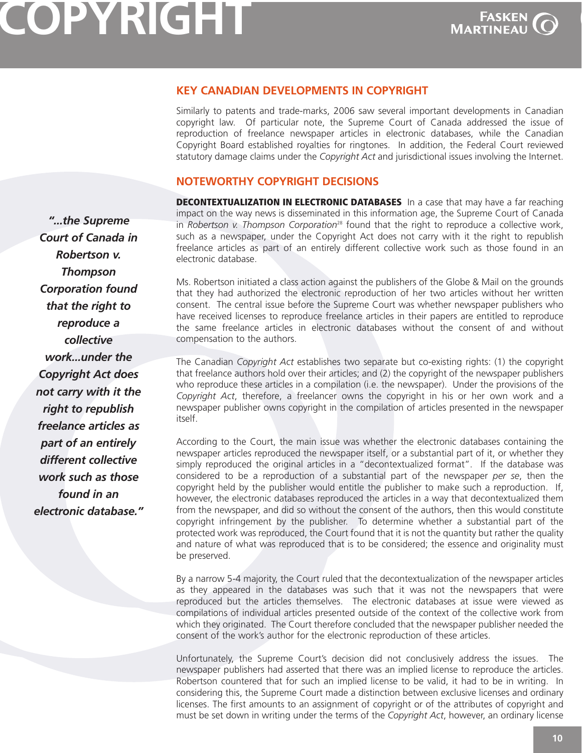## KEY CANADIAN DEVELOPMENTS IN COPYRIGHT

Similarly to patents and trade-marks, 2006 saw several important developments in Canadian copyright law. Of particular note, the Supreme Court of Canada addressed the issue of reproduction of freelance newspaper articles in electronic databases, while the Canadian Copyright Board established royalties for ringtones. In addition, the Federal Court reviewed statutory damage claims under the *Copyright Act* and jurisdictional issues involving the Internet.

## NOTEWORTHY COPYRIGHT DECISIONS

***"...the Supreme Court of Canada in Robertson v. Thompson Corporation found that the right to reproduce a collective work...under the Copyright Act does not carry with it the right to republish freelance articles as part of an entirely different collective work such as those found in an electronic database."***

**DECONTEXTUALIZATION IN ELECTRONIC DATABASES** In a case that may have a far reaching impact on the way news is disseminated in this information age, the Supreme Court of Canada in *Robertson v. Thompson Corporation*[28] found that the right to reproduce a collective work, such as a newspaper, under the Copyright Act does not carry with it the right to republish freelance articles as part of an entirely different collective work such as those found in an electronic database.

Ms. Robertson initiated a class action against the publishers of the Globe & Mail on the grounds that they had authorized the electronic reproduction of her two articles without her written consent. The central issue before the Supreme Court was whether newspaper publishers who have received licenses to reproduce freelance articles in their papers are entitled to reproduce the same freelance articles in electronic databases without the consent of and without compensation to the authors.

The Canadian *Copyright Act* establishes two separate but co-existing rights: (1) the copyright that freelance authors hold over their articles; and (2) the copyright of the newspaper publishers who reproduce these articles in a compilation (i.e. the newspaper). Under the provisions of the *Copyright Act*, therefore, a freelancer owns the copyright in his or her own work and a newspaper publisher owns copyright in the compilation of articles presented in the newspaper itself.

According to the Court, the main issue was whether the electronic databases containing the newspaper articles reproduced the newspaper itself, or a substantial part of it, or whether they simply reproduced the original articles in a "decontextualized format". If the database was considered to be a reproduction of a substantial part of the newspaper *per se*, then the copyright held by the publisher would entitle the publisher to make such a reproduction. If, however, the electronic databases reproduced the articles in a way that decontextualized them from the newspaper, and did so without the consent of the authors, then this would constitute copyright infringement by the publisher. To determine whether a substantial part of the protected work was reproduced, the Court found that it is not the quantity but rather the quality and nature of what was reproduced that is to be considered; the essence and originality must be preserved.

By a narrow 5-4 majority, the Court ruled that the decontextualization of the newspaper articles as they appeared in the databases was such that it was not the newspapers that were reproduced but the articles themselves. The electronic databases at issue were viewed as compilations of individual articles presented outside of the context of the collective work from which they originated. The Court therefore concluded that the newspaper publisher needed the consent of the work's author for the electronic reproduction of these articles.

Unfortunately, the Supreme Court's decision did not conclusively address the issues. The newspaper publishers had asserted that there was an implied license to reproduce the articles. Robertson countered that for such an implied license to be valid, it had to be in writing. In considering this, the Supreme Court made a distinction between exclusive licenses and ordinary licenses. The first amounts to an assignment of copyright or of the attributes of copyright and must be set down in writing under the terms of the *Copyright Act*, however, an ordinary license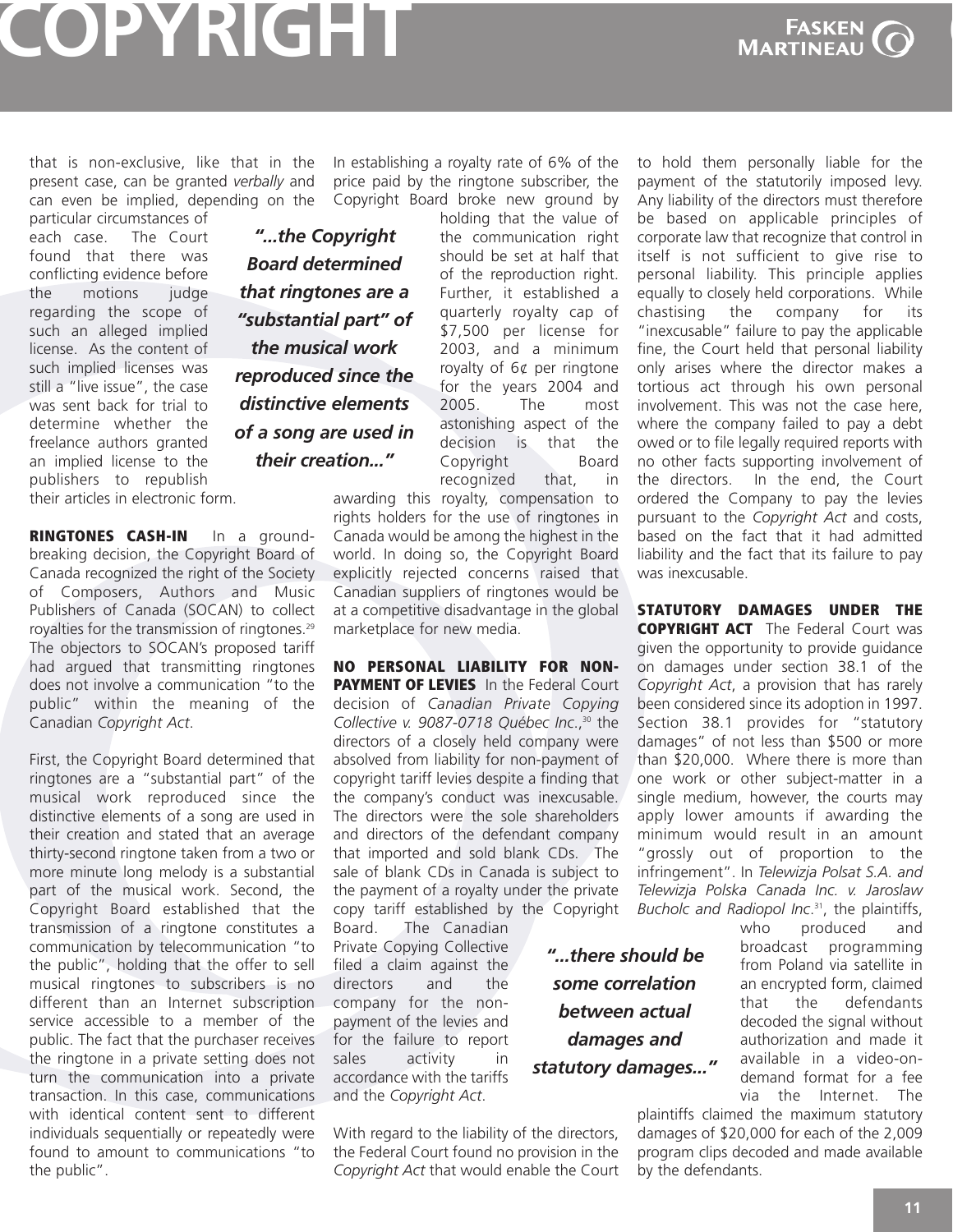that is non-exclusive, like that in the present case, can be granted *verbally* and can even be implied, depending on the particular circumstances of each case. The Court found that there was conflicting evidence before the motions judge regarding the scope of such an alleged implied license. As the content of such implied licenses was still a "live issue", the case was sent back for trial to determine whether the freelance authors granted an implied license to the publishers to republish their articles in electronic form.

> *"...the Copyright Board determined that ringtones are a "substantial part" of the musical work reproduced since the distinctive elements of a song are used in their creation..."*

**RINGTONES CASH-IN** In a ground-breaking decision, the Copyright Board of Canada recognized the right of the Society of Composers, Authors and Music Publishers of Canada (SOCAN) to collect royalties for the transmission of ringtones.[29] The objectors to SOCAN's proposed tariff had argued that transmitting ringtones does not involve a communication "to the public" within the meaning of the Canadian *Copyright Act*.

First, the Copyright Board determined that ringtones are a "substantial part" of the musical work reproduced since the distinctive elements of a song are used in their creation and stated that an average thirty-second ringtone taken from a two or more minute long melody is a substantial part of the musical work. Second, the Copyright Board established that the transmission of a ringtone constitutes a communication by telecommunication "to the public", holding that the offer to sell musical ringtones to subscribers is no different than an Internet subscription service accessible to a member of the public. The fact that the purchaser receives the ringtone in a private setting does not turn the communication into a private transaction. In this case, communications with identical content sent to different individuals sequentially or repeatedly were found to amount to communications "to the public".

In establishing a royalty rate of 6% of the price paid by the ringtone subscriber, the Copyright Board broke new ground by holding that the value of the communication right should be set at half that of the reproduction right. Further, it established a quarterly royalty cap of $7,500 per license for 2003, and a minimum royalty of 6¢ per ringtone for the years 2004 and 2005. The most astonishing aspect of the decision is that the Copyright Board recognized that, in awarding this royalty, compensation to rights holders for the use of ringtones in Canada would be among the highest in the world. In doing so, the Copyright Board explicitly rejected concerns raised that Canadian suppliers of ringtones would be at a competitive disadvantage in the global marketplace for new media.

**NO PERSONAL LIABILITY FOR NON-PAYMENT OF LEVIES** In the Federal Court decision of *Canadian Private Copying Collective v. 9087-0718 Québec Inc*.,[30] the directors of a closely held company were absolved from liability for non-payment of copyright tariff levies despite a finding that the company's conduct was inexcusable. The directors were the sole shareholders and directors of the defendant company that imported and sold blank CDs. The sale of blank CDs in Canada is subject to the payment of a royalty under the private copy tariff established by the Copyright Board. The Canadian Private Copying Collective filed a claim against the directors and the company for the non-payment of the levies and for the failure to report sales activity in accordance with the tariffs and the *Copyright Act*.

With regard to the liability of the directors, the Federal Court found no provision in the *Copyright Act* that would enable the Court to hold them personally liable for the payment of the statutorily imposed levy. Any liability of the directors must therefore be based on applicable principles of corporate law that recognize that control in itself is not sufficient to give rise to personal liability. This principle applies equally to closely held corporations. While chastising the company for its "inexcusable" failure to pay the applicable fine, the Court held that personal liability only arises where the director makes a tortious act through his own personal involvement. This was not the case here, where the company failed to pay a debt owed or to file legally required reports with no other facts supporting involvement of the directors. In the end, the Court ordered the Company to pay the levies pursuant to the *Copyright Act* and costs, based on the fact that it had admitted liability and the fact that its failure to pay was inexcusable.

> *"...there should be some correlation between actual damages and statutory damages..."*

**STATUTORY DAMAGES UNDER THE COPYRIGHT ACT** The Federal Court was given the opportunity to provide guidance on damages under section 38.1 of the *Copyright Act*, a provision that has rarely been considered since its adoption in 1997. Section 38.1 provides for "statutory damages" of not less than $500 or more than $20,000. Where there is more than one work or other subject-matter in a single medium, however, the courts may apply lower amounts if awarding the minimum would result in an amount "grossly out of proportion to the infringement". In *Telewizja Polsat S.A. and Telewizja Polska Canada Inc. v. Jaroslaw Bucholc and Radiopol Inc*.[31], the plaintiffs, who produced and broadcast programming from Poland via satellite in an encrypted form, claimed that the defendants decoded the signal without authorization and made it available in a video-on-demand format for a fee via the Internet. The plaintiffs claimed the maximum statutory damages of $20,000 for each of the 2,009 program clips decoded and made available by the defendants.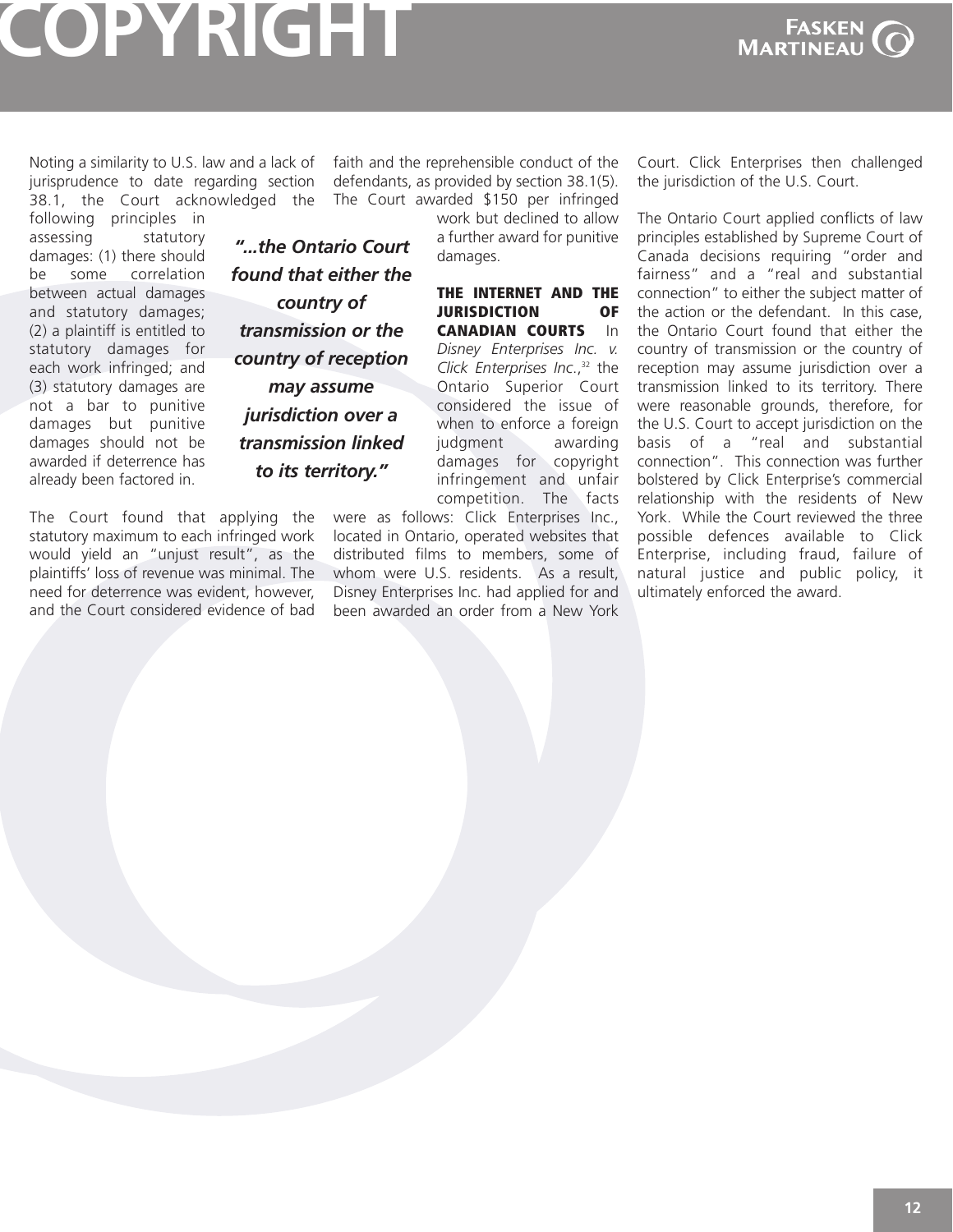Noting a similarity to U.S. law and a lack of jurisprudence to date regarding section 38.1, the Court acknowledged the following principles in assessing statutory damages: (1) there should be some correlation between actual damages and statutory damages; (2) a plaintiff is entitled to statutory damages for each work infringed; and (3) statutory damages are not a bar to punitive damages but punitive damages should not be awarded if deterrence has already been factored in.

The Court found that applying the statutory maximum to each infringed work would yield an "unjust result", as the plaintiffs' loss of revenue was minimal. The need for deterrence was evident, however, and the Court considered evidence of bad faith and the reprehensible conduct of the defendants, as provided by section 38.1(5). The Court awarded $150 per infringed work but declined to allow a further award for punitive damages.

> ***"...the Ontario Court found that either the country of transmission or the country of reception may assume jurisdiction over a transmission linked to its territory."***

**THE INTERNET AND THE JURISDICTION OF CANADIAN COURTS** In *Disney Enterprises Inc. v. Click Enterprises Inc.*,[32] the Ontario Superior Court considered the issue of when to enforce a foreign judgment awarding damages for copyright infringement and unfair competition. The facts were as follows: Click Enterprises Inc., located in Ontario, operated websites that distributed films to members, some of whom were U.S. residents. As a result, Disney Enterprises Inc. had applied for and been awarded an order from a New York Court. Click Enterprises then challenged the jurisdiction of the U.S. Court.

The Ontario Court applied conflicts of law principles established by Supreme Court of Canada decisions requiring "order and fairness" and a "real and substantial connection" to either the subject matter of the action or the defendant. In this case, the Ontario Court found that either the country of transmission or the country of reception may assume jurisdiction over a transmission linked to its territory. There were reasonable grounds, therefore, for the U.S. Court to accept jurisdiction on the basis of a "real and substantial connection". This connection was further bolstered by Click Enterprise's commercial relationship with the residents of New York. While the Court reviewed the three possible defences available to Click Enterprise, including fraud, failure of natural justice and public policy, it ultimately enforced the award.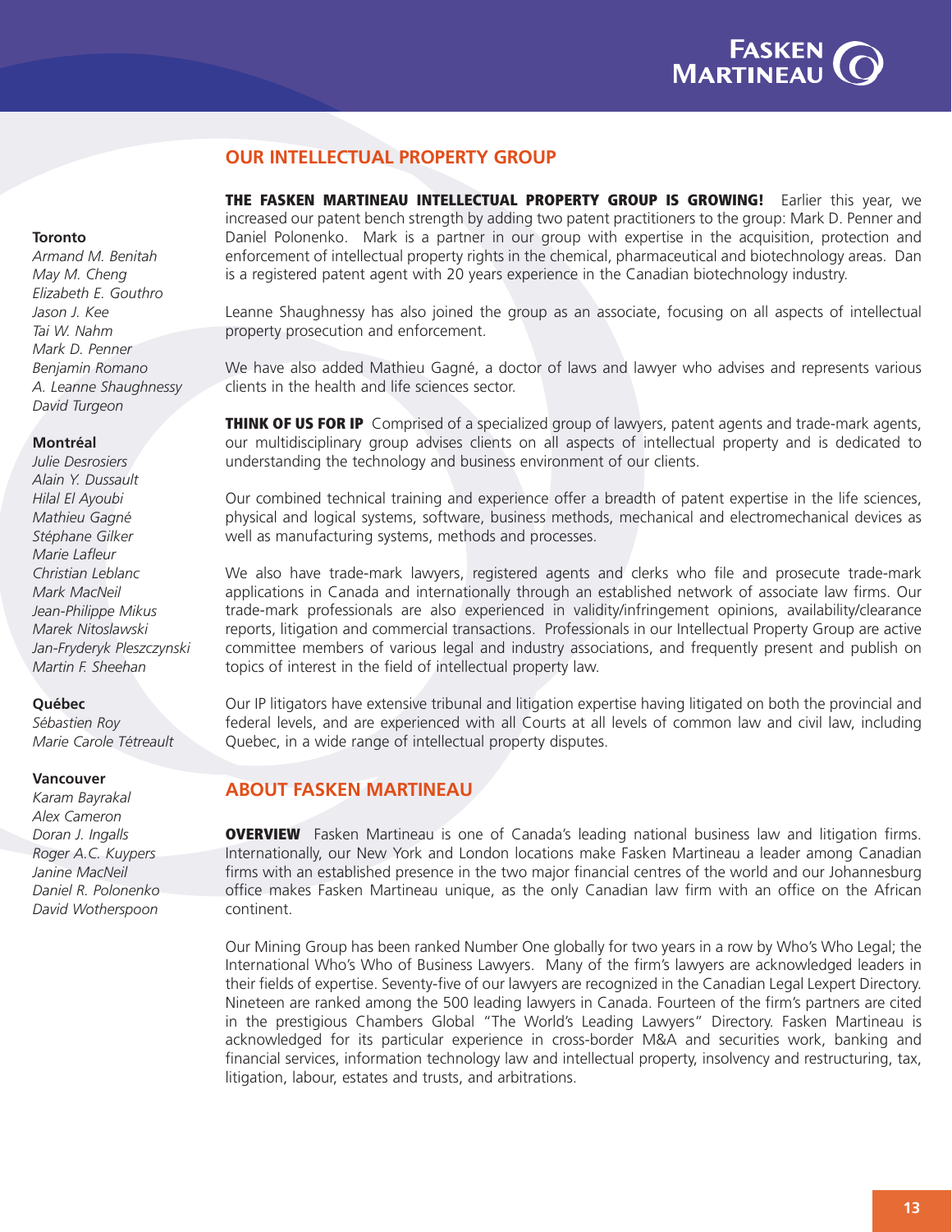## OUR INTELLECTUAL PROPERTY GROUP

**Toronto**
*Armand M. Benitah*
*May M. Cheng*
*Elizabeth E. Gouthro*
*Jason J. Kee*
*Tai W. Nahm*
*Mark D. Penner*
*Benjamin Romano*
*A. Leanne Shaughnessy*
*David Turgeon*

**Montréal**
*Julie Desrosiers*
*Alain Y. Dussault*
*Hilal El Ayoubi*
*Mathieu Gagné*
*Stéphane Gilker*
*Marie Lafleur*
*Christian Leblanc*
*Mark MacNeil*
*Jean-Philippe Mikus*
*Marek Nitoslawski*
*Jan-Fryderyk Pleszczynski*
*Martin F. Sheehan*

**Québec**
*Sébastien Roy*
*Marie Carole Tétreault*

**Vancouver**
*Karam Bayrakal*
*Alex Cameron*
*Doran J. Ingalls*
*Roger A.C. Kuypers*
*Janine MacNeil*
*Daniel R. Polonenko*
*David Wotherspoon*

**THE FASKEN MARTINEAU INTELLECTUAL PROPERTY GROUP IS GROWING!** Earlier this year, we increased our patent bench strength by adding two patent practitioners to the group: Mark D. Penner and Daniel Polonenko. Mark is a partner in our group with expertise in the acquisition, protection and enforcement of intellectual property rights in the chemical, pharmaceutical and biotechnology areas. Dan is a registered patent agent with 20 years experience in the Canadian biotechnology industry.

Leanne Shaughnessy has also joined the group as an associate, focusing on all aspects of intellectual property prosecution and enforcement.

We have also added Mathieu Gagné, a doctor of laws and lawyer who advises and represents various clients in the health and life sciences sector.

**THINK OF US FOR IP** Comprised of a specialized group of lawyers, patent agents and trade-mark agents, our multidisciplinary group advises clients on all aspects of intellectual property and is dedicated to understanding the technology and business environment of our clients.

Our combined technical training and experience offer a breadth of patent expertise in the life sciences, physical and logical systems, software, business methods, mechanical and electromechanical devices as well as manufacturing systems, methods and processes.

We also have trade-mark lawyers, registered agents and clerks who file and prosecute trade-mark applications in Canada and internationally through an established network of associate law firms. Our trade-mark professionals are also experienced in validity/infringement opinions, availability/clearance reports, litigation and commercial transactions. Professionals in our Intellectual Property Group are active committee members of various legal and industry associations, and frequently present and publish on topics of interest in the field of intellectual property law.

Our IP litigators have extensive tribunal and litigation expertise having litigated on both the provincial and federal levels, and are experienced with all Courts at all levels of common law and civil law, including Quebec, in a wide range of intellectual property disputes.

## ABOUT FASKEN MARTINEAU

**OVERVIEW** Fasken Martineau is one of Canada's leading national business law and litigation firms. Internationally, our New York and London locations make Fasken Martineau a leader among Canadian firms with an established presence in the two major financial centres of the world and our Johannesburg office makes Fasken Martineau unique, as the only Canadian law firm with an office on the African continent.

Our Mining Group has been ranked Number One globally for two years in a row by Who's Who Legal; the International Who's Who of Business Lawyers. Many of the firm's lawyers are acknowledged leaders in their fields of expertise. Seventy-five of our lawyers are recognized in the Canadian Legal Lexpert Directory. Nineteen are ranked among the 500 leading lawyers in Canada. Fourteen of the firm's partners are cited in the prestigious Chambers Global "The World's Leading Lawyers" Directory. Fasken Martineau is acknowledged for its particular experience in cross-border M&A and securities work, banking and financial services, information technology law and intellectual property, insolvency and restructuring, tax, litigation, labour, estates and trusts, and arbitrations.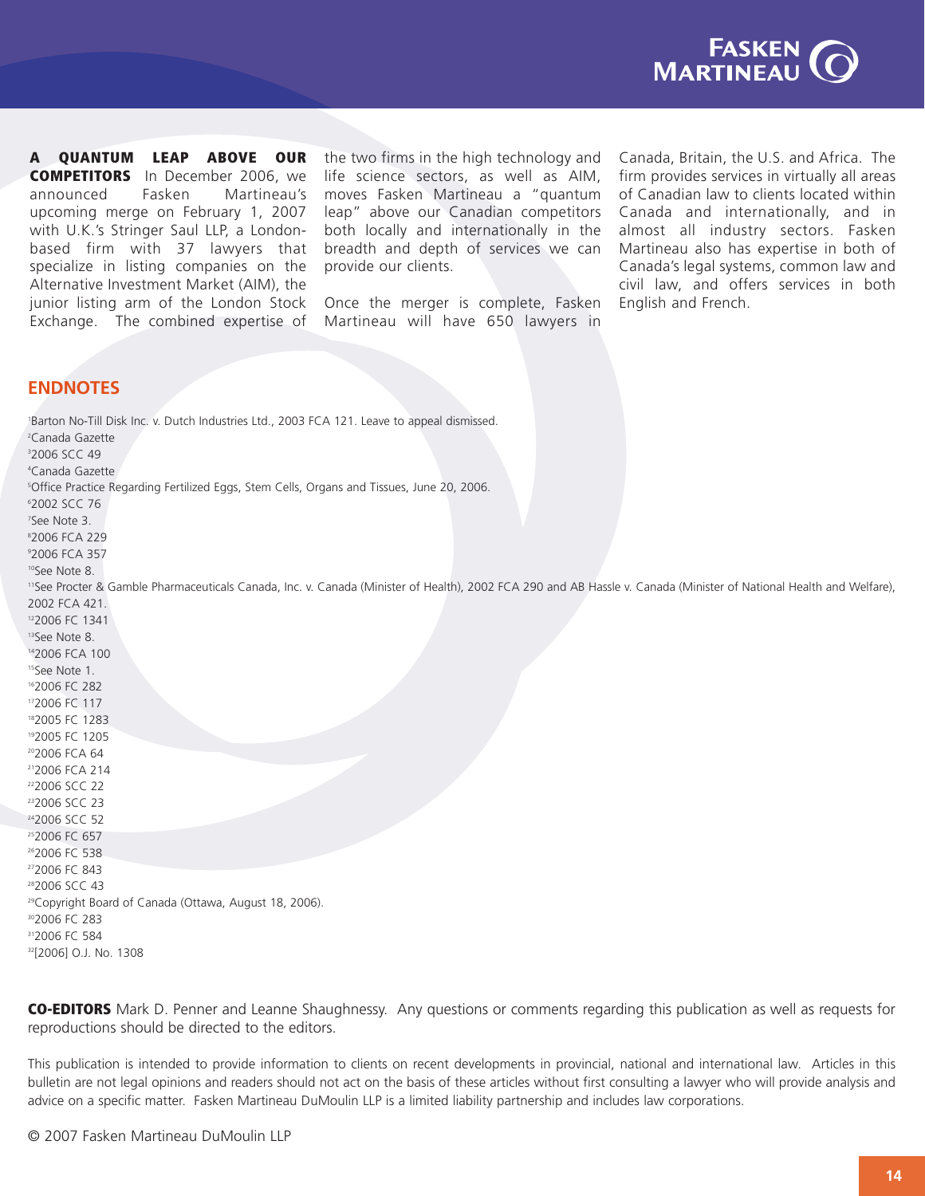**A QUANTUM LEAP ABOVE OUR COMPETITORS** In December 2006, we announced Fasken Martineau's upcoming merge on February 1, 2007 with U.K.'s Stringer Saul LLP, a London-based firm with 37 lawyers that specialize in listing companies on the Alternative Investment Market (AIM), the junior listing arm of the London Stock Exchange. The combined expertise of the two firms in the high technology and life science sectors, as well as AIM, moves Fasken Martineau a "quantum leap" above our Canadian competitors both locally and internationally in the breadth and depth of services we can provide our clients.

Once the merger is complete, Fasken Martineau will have 650 lawyers in Canada, Britain, the U.S. and Africa. The firm provides services in virtually all areas of Canadian law to clients located within Canada and internationally, and in almost all industry sectors. Fasken Martineau also has expertise in both of Canada's legal systems, common law and civil law, and offers services in both English and French.

## ENDNOTES

[1]Barton No-Till Disk Inc. v. Dutch Industries Ltd., 2003 FCA 121. Leave to appeal dismissed.
[2]Canada Gazette
[3]2006 SCC 49
[4]Canada Gazette
[5]Office Practice Regarding Fertilized Eggs, Stem Cells, Organs and Tissues, June 20, 2006.
[6]2002 SCC 76
[7]See Note 3.
[8]2006 FCA 229
[9]2006 FCA 357
[10]See Note 8.
[11]See Procter & Gamble Pharmaceuticals Canada, Inc. v. Canada (Minister of Health), 2002 FCA 290 and AB Hassle v. Canada (Minister of National Health and Welfare), 2002 FCA 421.
[12]2006 FC 1341
[13]See Note 8.
[14]2006 FCA 100
[15]See Note 1.
[16]2006 FC 282
[17]2006 FC 117
[18]2005 FC 1283
[19]2005 FC 1205
[20]2006 FCA 64
[21]2006 FCA 214
[22]2006 SCC 22
[23]2006 SCC 23
[24]2006 SCC 52
[25]2006 FC 657
[26]2006 FC 538
[27]2006 FC 843
[28]2006 SCC 43
[29]Copyright Board of Canada (Ottawa, August 18, 2006).
[30]2006 FC 283
[31]2006 FC 584
[32][2006] O.J. No. 1308

**CO-EDITORS** Mark D. Penner and Leanne Shaughnessy. Any questions or comments regarding this publication as well as requests for reproductions should be directed to the editors.

This publication is intended to provide information to clients on recent developments in provincial, national and international law. Articles in this bulletin are not legal opinions and readers should not act on the basis of these articles without first consulting a lawyer who will provide analysis and advice on a specific matter. Fasken Martineau DuMoulin LLP is a limited liability partnership and includes law corporations.

© 2007 Fasken Martineau DuMoulin LLP